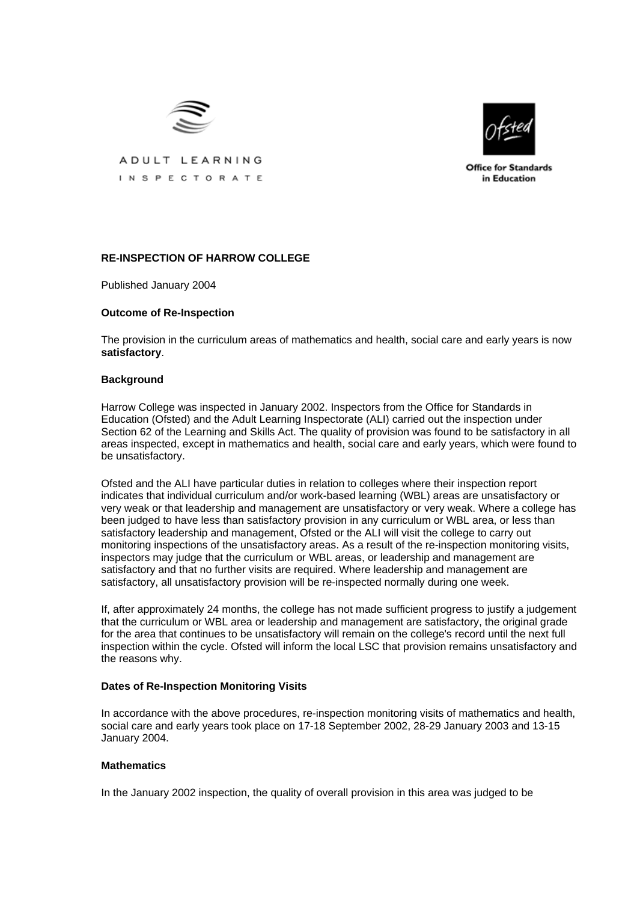ADULT LEARNING INSPECTORATE

Office for Standards in Education

**RE-INSPECTION OF HARROW COLLEGE**

Published January 2004

**Outcome of Re-Inspection**

The provision in the curriculum areas of mathematics and health, social care and early years is now **satisfactory**.

**Background**

Harrow College was inspected in January 2002. Inspectors from the Office for Standards in Education (Ofsted) and the Adult Learning Inspectorate (ALI) carried out the inspection under Section 62 of the Learning and Skills Act. The quality of provision was found to be satisfactory in all areas inspected, except in mathematics and health, social care and early years, which were found to be unsatisfactory.

Ofsted and the ALI have particular duties in relation to colleges where their inspection report indicates that individual curriculum and/or work-based learning (WBL) areas are unsatisfactory or very weak or that leadership and management are unsatisfactory or very weak. Where a college has been judged to have less than satisfactory provision in any curriculum or WBL area, or less than satisfactory leadership and management, Ofsted or the ALI will visit the college to carry out monitoring inspections of the unsatisfactory areas. As a result of the re-inspection monitoring visits, inspectors may judge that the curriculum or WBL areas, or leadership and management are satisfactory and that no further visits are required. Where leadership and management are satisfactory, all unsatisfactory provision will be re-inspected normally during one week.

If, after approximately 24 months, the college has not made sufficient progress to justify a judgement that the curriculum or WBL area or leadership and management are satisfactory, the original grade for the area that continues to be unsatisfactory will remain on the college's record until the next full inspection within the cycle. Ofsted will inform the local LSC that provision remains unsatisfactory and the reasons why.

**Dates of Re-Inspection Monitoring Visits**

In accordance with the above procedures, re-inspection monitoring visits of mathematics and health, social care and early years took place on 17-18 September 2002, 28-29 January 2003 and 13-15 January 2004.

**Mathematics**

In the January 2002 inspection, the quality of overall provision in this area was judged to be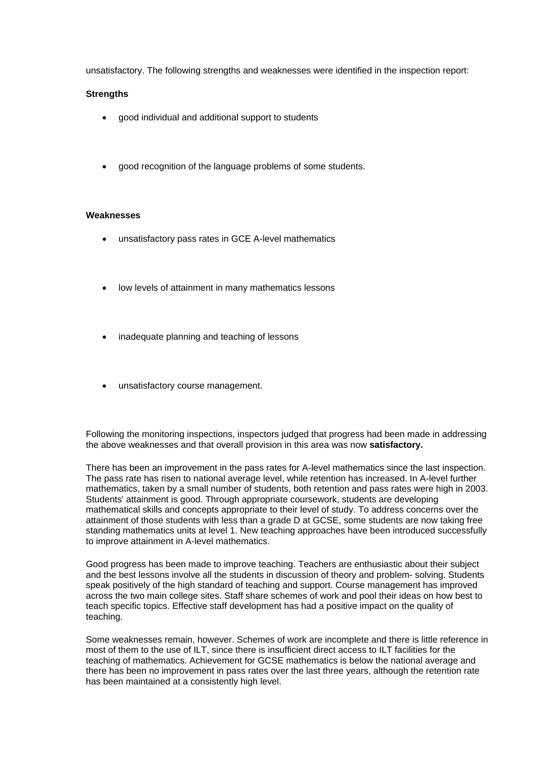unsatisfactory. The following strengths and weaknesses were identified in the inspection report:

**Strengths**

- good individual and additional support to students
- good recognition of the language problems of some students.

**Weaknesses**

- unsatisfactory pass rates in GCE A-level mathematics
- low levels of attainment in many mathematics lessons
- inadequate planning and teaching of lessons
- unsatisfactory course management.

Following the monitoring inspections, inspectors judged that progress had been made in addressing the above weaknesses and that overall provision in this area was now **satisfactory.**

There has been an improvement in the pass rates for A-level mathematics since the last inspection. The pass rate has risen to national average level, while retention has increased. In A-level further mathematics, taken by a small number of students, both retention and pass rates were high in 2003. Students' attainment is good. Through appropriate coursework, students are developing mathematical skills and concepts appropriate to their level of study. To address concerns over the attainment of those students with less than a grade D at GCSE, some students are now taking free standing mathematics units at level 1. New teaching approaches have been introduced successfully to improve attainment in A-level mathematics.

Good progress has been made to improve teaching. Teachers are enthusiastic about their subject and the best lessons involve all the students in discussion of theory and problem- solving. Students speak positively of the high standard of teaching and support. Course management has improved across the two main college sites. Staff share schemes of work and pool their ideas on how best to teach specific topics. Effective staff development has had a positive impact on the quality of teaching.

Some weaknesses remain, however. Schemes of work are incomplete and there is little reference in most of them to the use of ILT, since there is insufficient direct access to ILT facilities for the teaching of mathematics. Achievement for GCSE mathematics is below the national average and there has been no improvement in pass rates over the last three years, although the retention rate has been maintained at a consistently high level.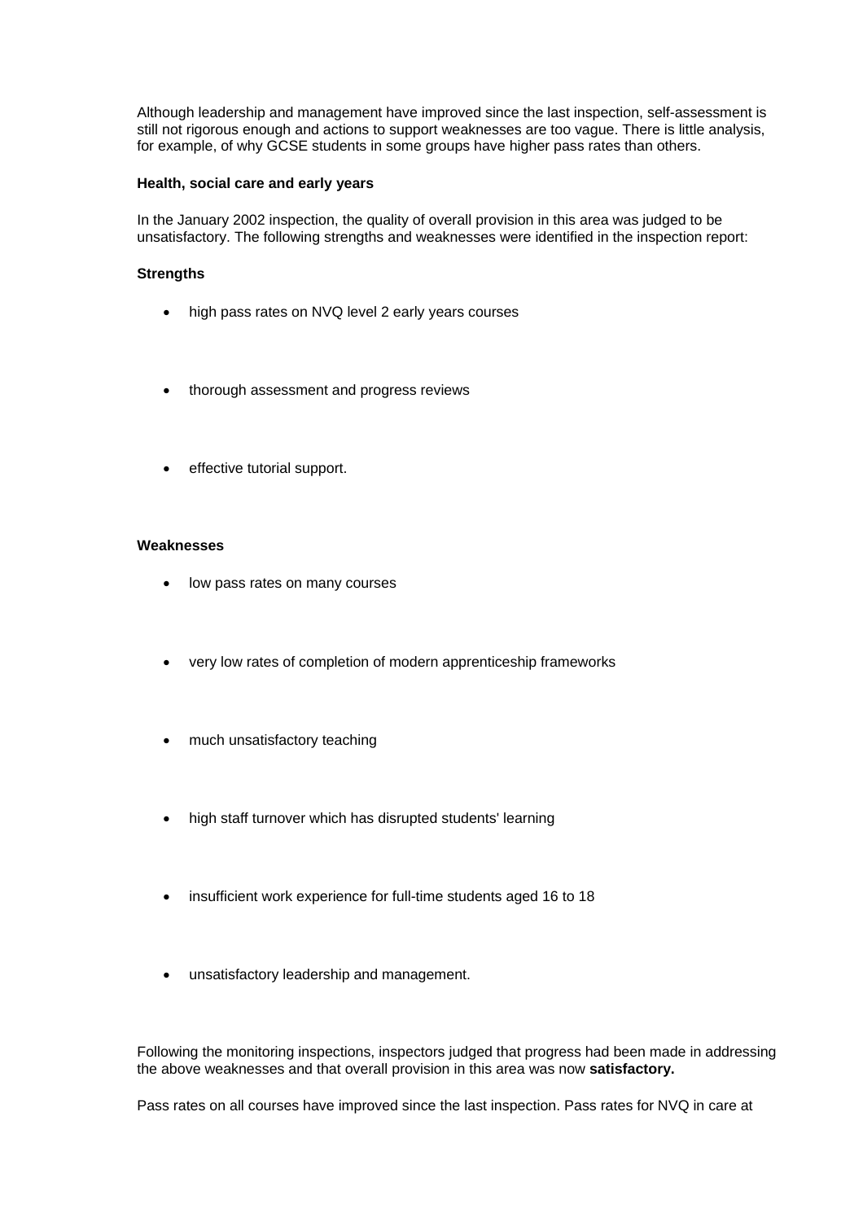Although leadership and management have improved since the last inspection, self-assessment is still not rigorous enough and actions to support weaknesses are too vague. There is little analysis, for example, of why GCSE students in some groups have higher pass rates than others.

**Health, social care and early years**

In the January 2002 inspection, the quality of overall provision in this area was judged to be unsatisfactory. The following strengths and weaknesses were identified in the inspection report:

**Strengths**

- high pass rates on NVQ level 2 early years courses
- thorough assessment and progress reviews
- effective tutorial support.

**Weaknesses**

- low pass rates on many courses
- very low rates of completion of modern apprenticeship frameworks
- much unsatisfactory teaching
- high staff turnover which has disrupted students' learning
- insufficient work experience for full-time students aged 16 to 18
- unsatisfactory leadership and management.

Following the monitoring inspections, inspectors judged that progress had been made in addressing the above weaknesses and that overall provision in this area was now **satisfactory.**

Pass rates on all courses have improved since the last inspection. Pass rates for NVQ in care at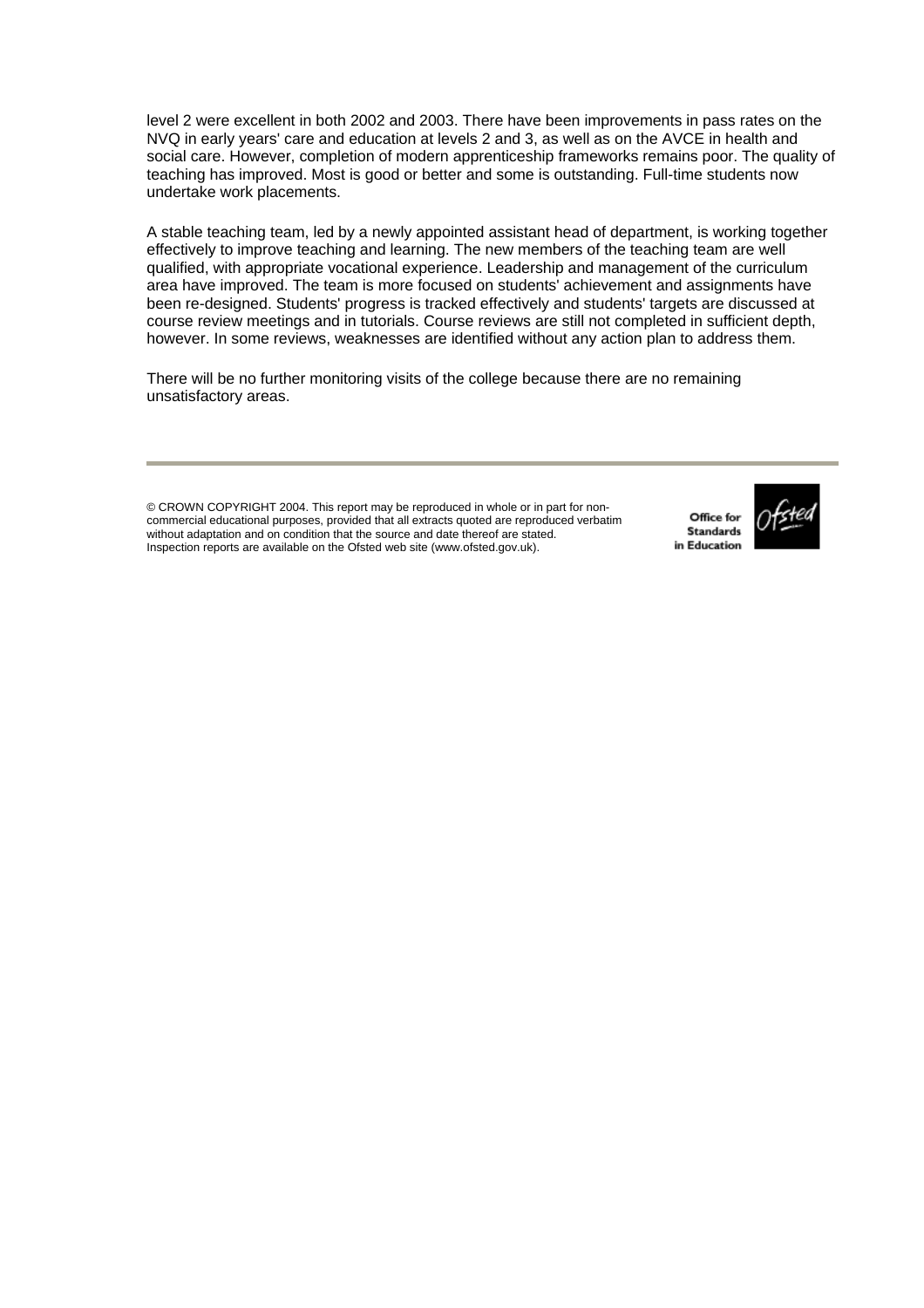level 2 were excellent in both 2002 and 2003. There have been improvements in pass rates on the NVQ in early years' care and education at levels 2 and 3, as well as on the AVCE in health and social care. However, completion of modern apprenticeship frameworks remains poor. The quality of teaching has improved. Most is good or better and some is outstanding. Full-time students now undertake work placements.

A stable teaching team, led by a newly appointed assistant head of department, is working together effectively to improve teaching and learning. The new members of the teaching team are well qualified, with appropriate vocational experience. Leadership and management of the curriculum area have improved. The team is more focused on students' achievement and assignments have been re-designed. Students' progress is tracked effectively and students' targets are discussed at course review meetings and in tutorials. Course reviews are still not completed in sufficient depth, however. In some reviews, weaknesses are identified without any action plan to address them.

There will be no further monitoring visits of the college because there are no remaining unsatisfactory areas.

---

© CROWN COPYRIGHT 2004. This report may be reproduced in whole or in part for non-commercial educational purposes, provided that all extracts quoted are reproduced verbatim without adaptation and on condition that the source and date thereof are stated. Inspection reports are available on the Ofsted web site (www.ofsted.gov.uk).

Office for Standards in Education Ofsted